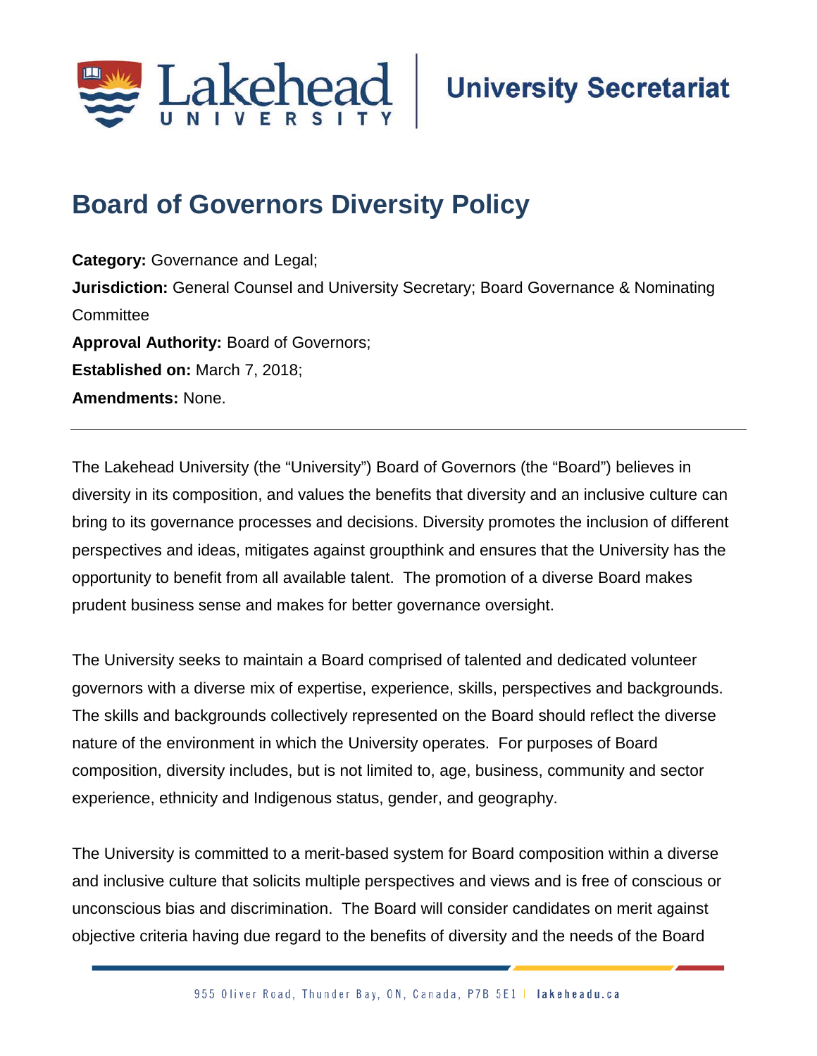# Board of Governors Diversity Policy

**Category:** Governance and Legal;
**Jurisdiction:** General Counsel and University Secretary; Board Governance & Nominating Committee
**Approval Authority:** Board of Governors;
**Established on:** March 7, 2018;
**Amendments:** None.

---

The Lakehead University (the "University") Board of Governors (the "Board") believes in diversity in its composition, and values the benefits that diversity and an inclusive culture can bring to its governance processes and decisions. Diversity promotes the inclusion of different perspectives and ideas, mitigates against groupthink and ensures that the University has the opportunity to benefit from all available talent. The promotion of a diverse Board makes prudent business sense and makes for better governance oversight.

The University seeks to maintain a Board comprised of talented and dedicated volunteer governors with a diverse mix of expertise, experience, skills, perspectives and backgrounds. The skills and backgrounds collectively represented on the Board should reflect the diverse nature of the environment in which the University operates. For purposes of Board composition, diversity includes, but is not limited to, age, business, community and sector experience, ethnicity and Indigenous status, gender, and geography.

The University is committed to a merit-based system for Board composition within a diverse and inclusive culture that solicits multiple perspectives and views and is free of conscious or unconscious bias and discrimination. The Board will consider candidates on merit against objective criteria having due regard to the benefits of diversity and the needs of the Board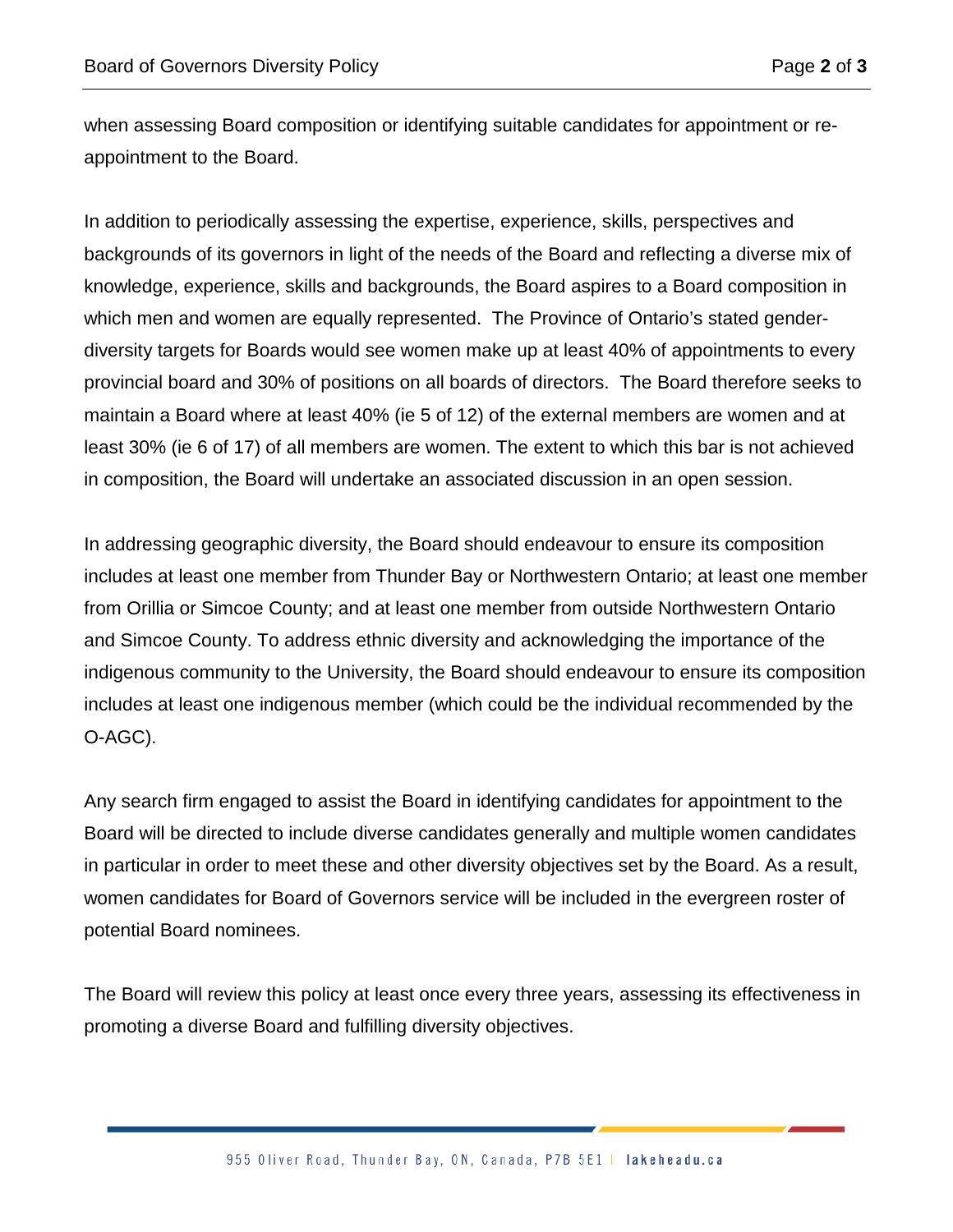when assessing Board composition or identifying suitable candidates for appointment or re-appointment to the Board.

In addition to periodically assessing the expertise, experience, skills, perspectives and backgrounds of its governors in light of the needs of the Board and reflecting a diverse mix of knowledge, experience, skills and backgrounds, the Board aspires to a Board composition in which men and women are equally represented. The Province of Ontario's stated gender-diversity targets for Boards would see women make up at least 40% of appointments to every provincial board and 30% of positions on all boards of directors. The Board therefore seeks to maintain a Board where at least 40% (ie 5 of 12) of the external members are women and at least 30% (ie 6 of 17) of all members are women. The extent to which this bar is not achieved in composition, the Board will undertake an associated discussion in an open session.

In addressing geographic diversity, the Board should endeavour to ensure its composition includes at least one member from Thunder Bay or Northwestern Ontario; at least one member from Orillia or Simcoe County; and at least one member from outside Northwestern Ontario and Simcoe County. To address ethnic diversity and acknowledging the importance of the indigenous community to the University, the Board should endeavour to ensure its composition includes at least one indigenous member (which could be the individual recommended by the O-AGC).

Any search firm engaged to assist the Board in identifying candidates for appointment to the Board will be directed to include diverse candidates generally and multiple women candidates in particular in order to meet these and other diversity objectives set by the Board. As a result, women candidates for Board of Governors service will be included in the evergreen roster of potential Board nominees.

The Board will review this policy at least once every three years, assessing its effectiveness in promoting a diverse Board and fulfilling diversity objectives.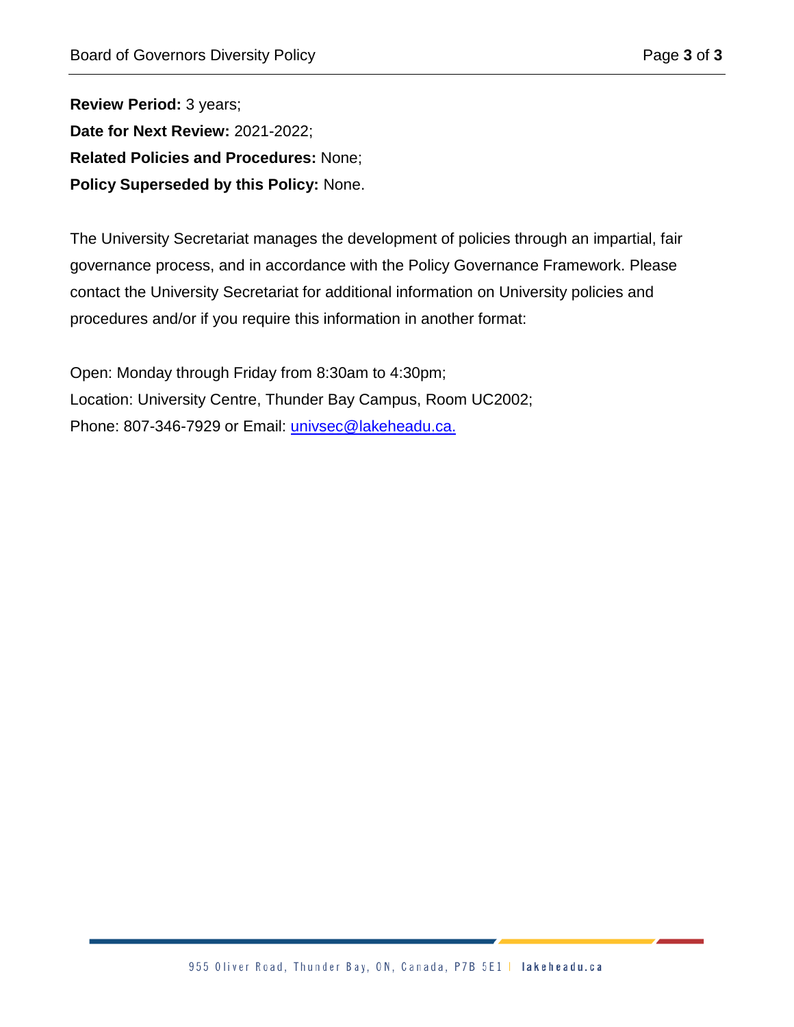**Review Period:** 3 years;
**Date for Next Review:** 2021-2022;
**Related Policies and Procedures:** None;
**Policy Superseded by this Policy:** None.

The University Secretariat manages the development of policies through an impartial, fair governance process, and in accordance with the Policy Governance Framework. Please contact the University Secretariat for additional information on University policies and procedures and/or if you require this information in another format:

Open: Monday through Friday from 8:30am to 4:30pm;
Location: University Centre, Thunder Bay Campus, Room UC2002;
Phone: 807-346-7929 or Email: univsec@lakeheadu.ca.